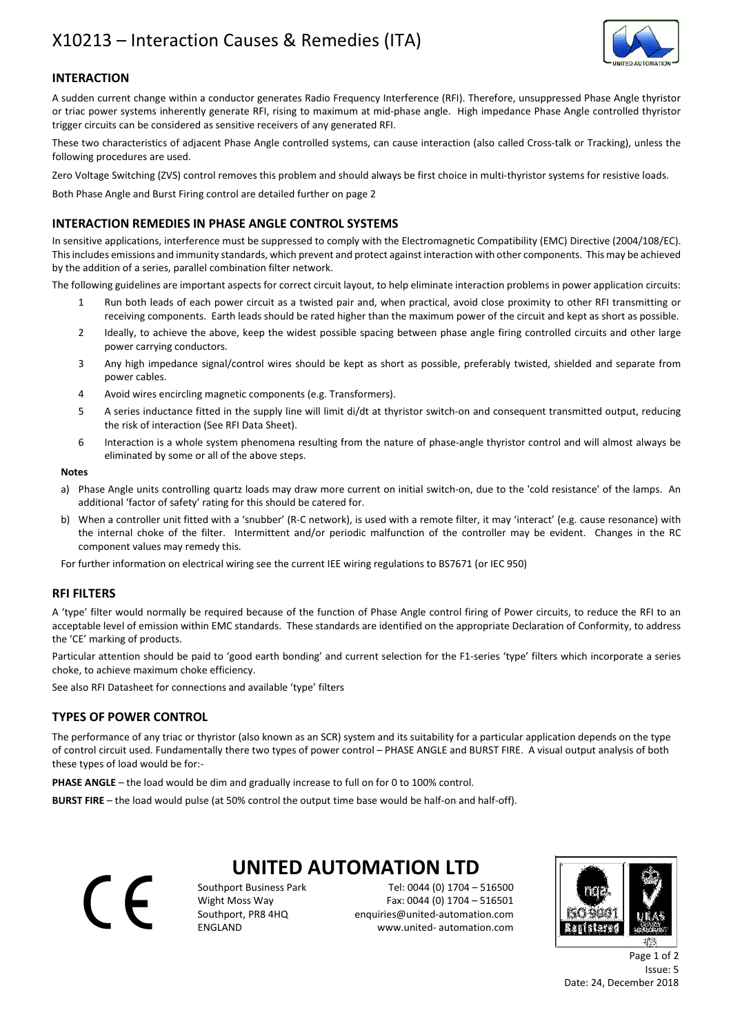// X10213 – Interaction Causes & Remedies (ITA)

## INTERACTION

A sudden current change within a conductor generates Radio Frequency Interference (RFI). Therefore, unsuppressed Phase Angle thyristor or triac power systems inherently generate RFI, rising to maximum at mid-phase angle. High impedance Phase Angle controlled thyristor trigger circuits can be considered as sensitive receivers of any generated RFI.

These two characteristics of adjacent Phase Angle controlled systems, can cause interaction (also called Cross-talk or Tracking), unless the following procedures are used.

Zero Voltage Switching (ZVS) control removes this problem and should always be first choice in multi-thyristor systems for resistive loads.

Both Phase Angle and Burst Firing control are detailed further on page 2

## INTERACTION REMEDIES IN PHASE ANGLE CONTROL SYSTEMS

In sensitive applications, interference must be suppressed to comply with the Electromagnetic Compatibility (EMC) Directive (2004/108/EC). This includes emissions and immunity standards, which prevent and protect against interaction with other components. This may be achieved by the addition of a series, parallel combination filter network.

The following guidelines are important aspects for correct circuit layout, to help eliminate interaction problems in power application circuits:

1. Run both leads of each power circuit as a twisted pair and, when practical, avoid close proximity to other RFI transmitting or receiving components. Earth leads should be rated higher than the maximum power of the circuit and kept as short as possible.
2. Ideally, to achieve the above, keep the widest possible spacing between phase angle firing controlled circuits and other large power carrying conductors.
3. Any high impedance signal/control wires should be kept as short as possible, preferably twisted, shielded and separate from power cables.
4. Avoid wires encircling magnetic components (e.g. Transformers).
5. A series inductance fitted in the supply line will limit di/dt at thyristor switch-on and consequent transmitted output, reducing the risk of interaction (See RFI Data Sheet).
6. Interaction is a whole system phenomena resulting from the nature of phase-angle thyristor control and will almost always be eliminated by some or all of the above steps.

**Notes**

a) Phase Angle units controlling quartz loads may draw more current on initial switch-on, due to the 'cold resistance' of the lamps. An additional 'factor of safety' rating for this should be catered for.

b) When a controller unit fitted with a 'snubber' (R-C network), is used with a remote filter, it may 'interact' (e.g. cause resonance) with the internal choke of the filter. Intermittent and/or periodic malfunction of the controller may be evident. Changes in the RC component values may remedy this.

For further information on electrical wiring see the current IEE wiring regulations to BS7671 (or IEC 950)

## RFI FILTERS

A 'type' filter would normally be required because of the function of Phase Angle control firing of Power circuits, to reduce the RFI to an acceptable level of emission within EMC standards. These standards are identified on the appropriate Declaration of Conformity, to address the 'CE' marking of products.

Particular attention should be paid to 'good earth bonding' and current selection for the F1-series 'type' filters which incorporate a series choke, to achieve maximum choke efficiency.

See also RFI Datasheet for connections and available 'type' filters

## TYPES OF POWER CONTROL

The performance of any triac or thyristor (also known as an SCR) system and its suitability for a particular application depends on the type of control circuit used. Fundamentally there two types of power control – PHASE ANGLE and BURST FIRE. A visual output analysis of both these types of load would be for:-

**PHASE ANGLE** – the load would be dim and gradually increase to full on for 0 to 100% control.

**BURST FIRE** – the load would pulse (at 50% control the output time base would be half-on and half-off).

**UNITED AUTOMATION LTD**

Southport Business Park
Wight Moss Way
Southport, PR8 4HQ
ENGLAND

Tel: 0044 (0) 1704 – 516500
Fax: 0044 (0) 1704 – 516501
enquiries@united-automation.com
www.united- automation.com

Issue: 5
Date: 24, December 2018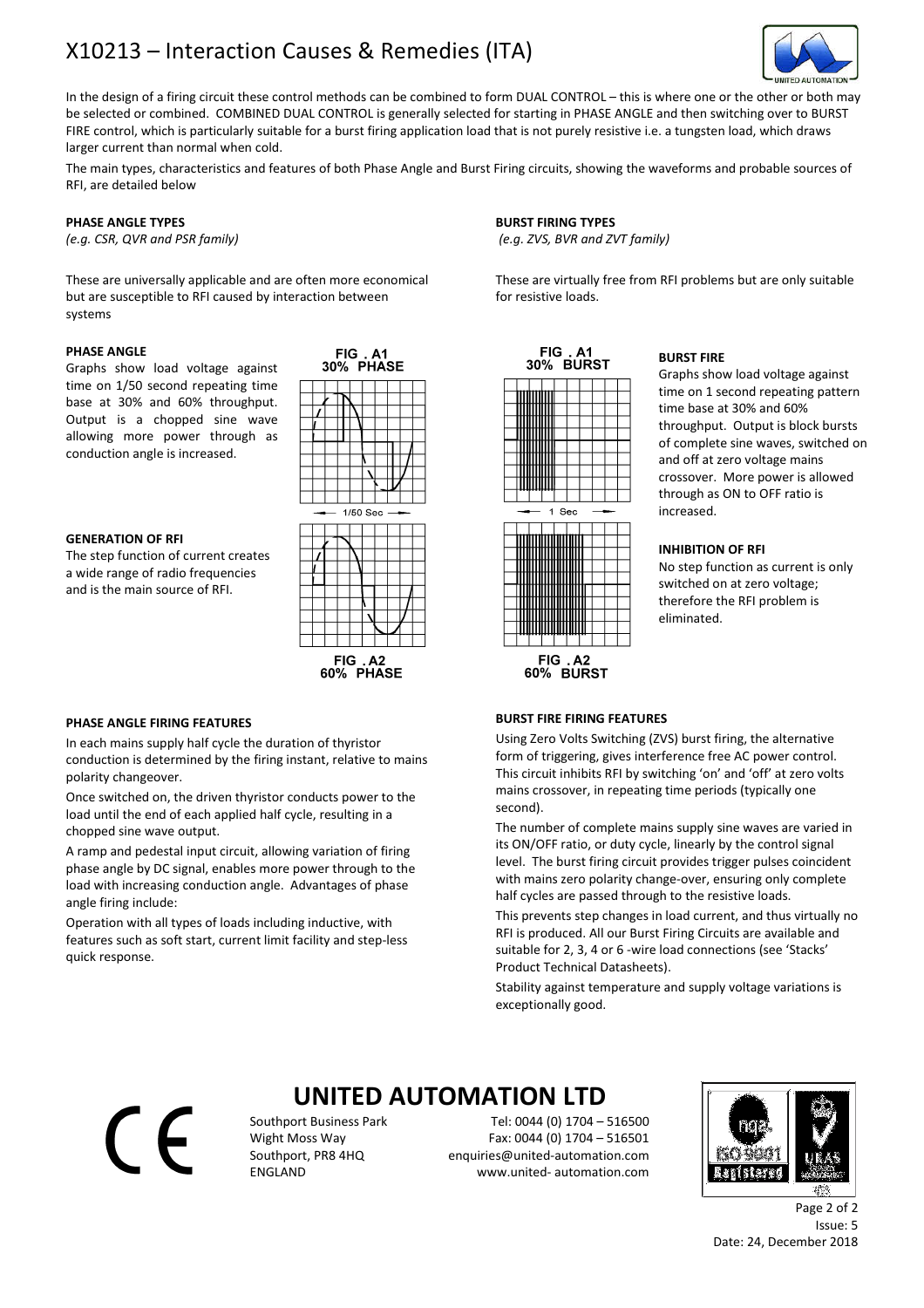# X10213 – Interaction Causes & Remedies (ITA)

In the design of a firing circuit these control methods can be combined to form DUAL CONTROL – this is where one or the other or both may be selected or combined. COMBINED DUAL CONTROL is generally selected for starting in PHASE ANGLE and then switching over to BURST FIRE control, which is particularly suitable for a burst firing application load that is not purely resistive i.e. a tungsten load, which draws larger current than normal when cold.

The main types, characteristics and features of both Phase Angle and Burst Firing circuits, showing the waveforms and probable sources of RFI, are detailed below

**PHASE ANGLE TYPES**

*(e.g. CSR, QVR and PSR family)*

These are universally applicable and are often more economical but are susceptible to RFI caused by interaction between systems

**PHASE ANGLE**

Graphs show load voltage against time on 1/50 second repeating time base at 30% and 60% throughput. Output is a chopped sine wave allowing more power through as conduction angle is increased.

FIG . A1
30% PHASE

1/50 Sec

**GENERATION OF RFI**

The step function of current creates a wide range of radio frequencies and is the main source of RFI.

FIG . A2
60% PHASE

**PHASE ANGLE FIRING FEATURES**

In each mains supply half cycle the duration of thyristor conduction is determined by the firing instant, relative to mains polarity changeover.

Once switched on, the driven thyristor conducts power to the load until the end of each applied half cycle, resulting in a chopped sine wave output.

A ramp and pedestal input circuit, allowing variation of firing phase angle by DC signal, enables more power through to the load with increasing conduction angle. Advantages of phase angle firing include:

Operation with all types of loads including inductive, with features such as soft start, current limit facility and step-less quick response.

**BURST FIRING TYPES**

*(e.g. ZVS, BVR and ZVT family)*

These are virtually free from RFI problems but are only suitable for resistive loads.

FIG . A1
30% BURST

1 Sec

FIG . A2
60% BURST

**BURST FIRE**

Graphs show load voltage against time on 1 second repeating pattern time base at 30% and 60% throughput. Output is block bursts of complete sine waves, switched on and off at zero voltage mains crossover. More power is allowed through as ON to OFF ratio is increased.

**INHIBITION OF RFI**

No step function as current is only switched on at zero voltage; therefore the RFI problem is eliminated.

**BURST FIRE FIRING FEATURES**

Using Zero Volts Switching (ZVS) burst firing, the alternative form of triggering, gives interference free AC power control. This circuit inhibits RFI by switching 'on' and 'off' at zero volts mains crossover, in repeating time periods (typically one second).

The number of complete mains supply sine waves are varied in its ON/OFF ratio, or duty cycle, linearly by the control signal level. The burst firing circuit provides trigger pulses coincident with mains zero polarity change-over, ensuring only complete half cycles are passed through to the resistive loads.

This prevents step changes in load current, and thus virtually no RFI is produced. All our Burst Firing Circuits are available and suitable for 2, 3, 4 or 6 -wire load connections (see 'Stacks' Product Technical Datasheets).

Stability against temperature and supply voltage variations is exceptionally good.

## UNITED AUTOMATION LTD

Southport Business Park
Wight Moss Way
Southport, PR8 4HQ
ENGLAND

Tel: 0044 (0) 1704 – 516500
Fax: 0044 (0) 1704 – 516501
enquiries@united-automation.com
www.united- automation.com

Issue: 5
Date: 24, December 2018